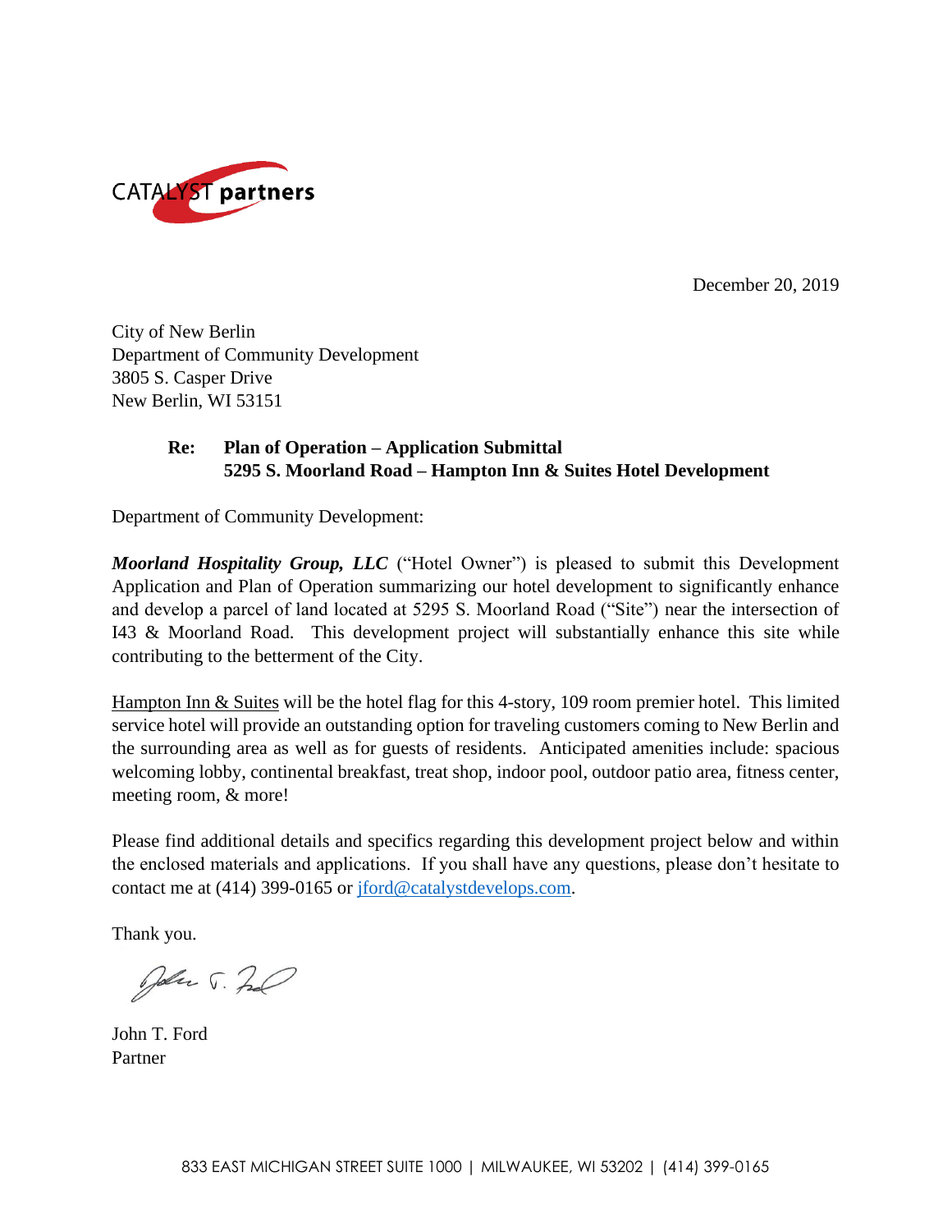CATALYST partners

December 20, 2019

City of New Berlin
Department of Community Development
3805 S. Casper Drive
New Berlin, WI 53151

**Re: Plan of Operation – Application Submittal**
**5295 S. Moorland Road – Hampton Inn & Suites Hotel Development**

Department of Community Development:

***Moorland Hospitality Group, LLC*** ("Hotel Owner") is pleased to submit this Development Application and Plan of Operation summarizing our hotel development to significantly enhance and develop a parcel of land located at 5295 S. Moorland Road ("Site") near the intersection of I43 & Moorland Road. This development project will substantially enhance this site while contributing to the betterment of the City.

Hampton Inn & Suites will be the hotel flag for this 4-story, 109 room premier hotel. This limited service hotel will provide an outstanding option for traveling customers coming to New Berlin and the surrounding area as well as for guests of residents. Anticipated amenities include: spacious welcoming lobby, continental breakfast, treat shop, indoor pool, outdoor patio area, fitness center, meeting room, & more!

Please find additional details and specifics regarding this development project below and within the enclosed materials and applications. If you shall have any questions, please don't hesitate to contact me at (414) 399-0165 or jford@catalystdevelops.com.

Thank you.

John T. Ford
Partner

833 EAST MICHIGAN STREET SUITE 1000 | MILWAUKEE, WI 53202 | (414) 399-0165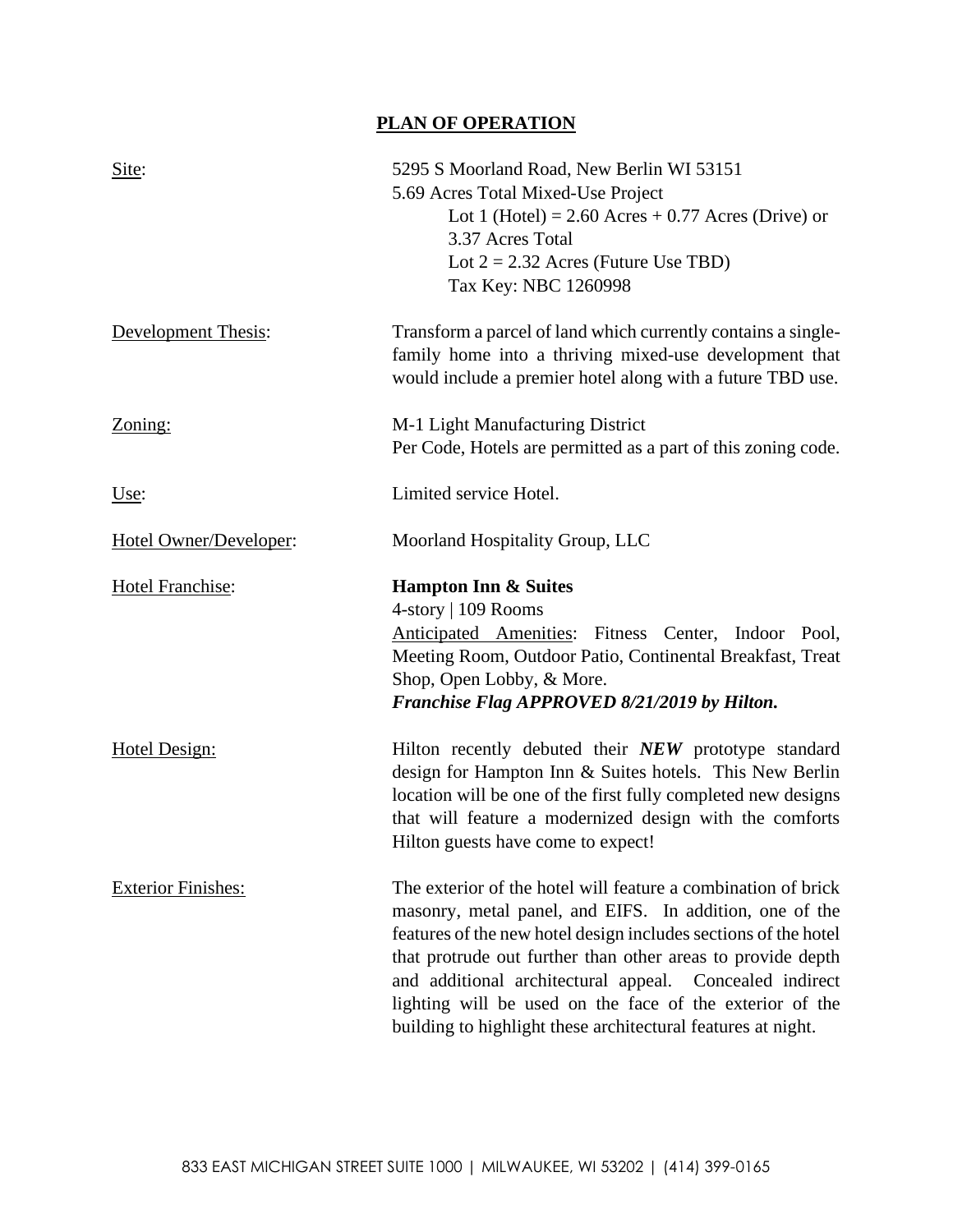# PLAN OF OPERATION

| | |
|---|---|
| Site: | 5295 S Moorland Road, New Berlin WI 53151<br>5.69 Acres Total Mixed-Use Project<br>Lot 1 (Hotel) = 2.60 Acres + 0.77 Acres (Drive) or 3.37 Acres Total<br>Lot 2 = 2.32 Acres (Future Use TBD)<br>Tax Key: NBC 1260998 |
| Development Thesis: | Transform a parcel of land which currently contains a single-family home into a thriving mixed-use development that would include a premier hotel along with a future TBD use. |
| Zoning: | M-1 Light Manufacturing District<br>Per Code, Hotels are permitted as a part of this zoning code. |
| Use: | Limited service Hotel. |
| Hotel Owner/Developer: | Moorland Hospitality Group, LLC |
| Hotel Franchise: | **Hampton Inn & Suites**<br>4-story \| 109 Rooms<br>Anticipated Amenities: Fitness Center, Indoor Pool, Meeting Room, Outdoor Patio, Continental Breakfast, Treat Shop, Open Lobby, & More.<br>***Franchise Flag APPROVED 8/21/2019 by Hilton.*** |
| Hotel Design: | Hilton recently debuted their ***NEW*** prototype standard design for Hampton Inn & Suites hotels. This New Berlin location will be one of the first fully completed new designs that will feature a modernized design with the comforts Hilton guests have come to expect! |
| Exterior Finishes: | The exterior of the hotel will feature a combination of brick masonry, metal panel, and EIFS. In addition, one of the features of the new hotel design includes sections of the hotel that protrude out further than other areas to provide depth and additional architectural appeal. Concealed indirect lighting will be used on the face of the exterior of the building to highlight these architectural features at night. |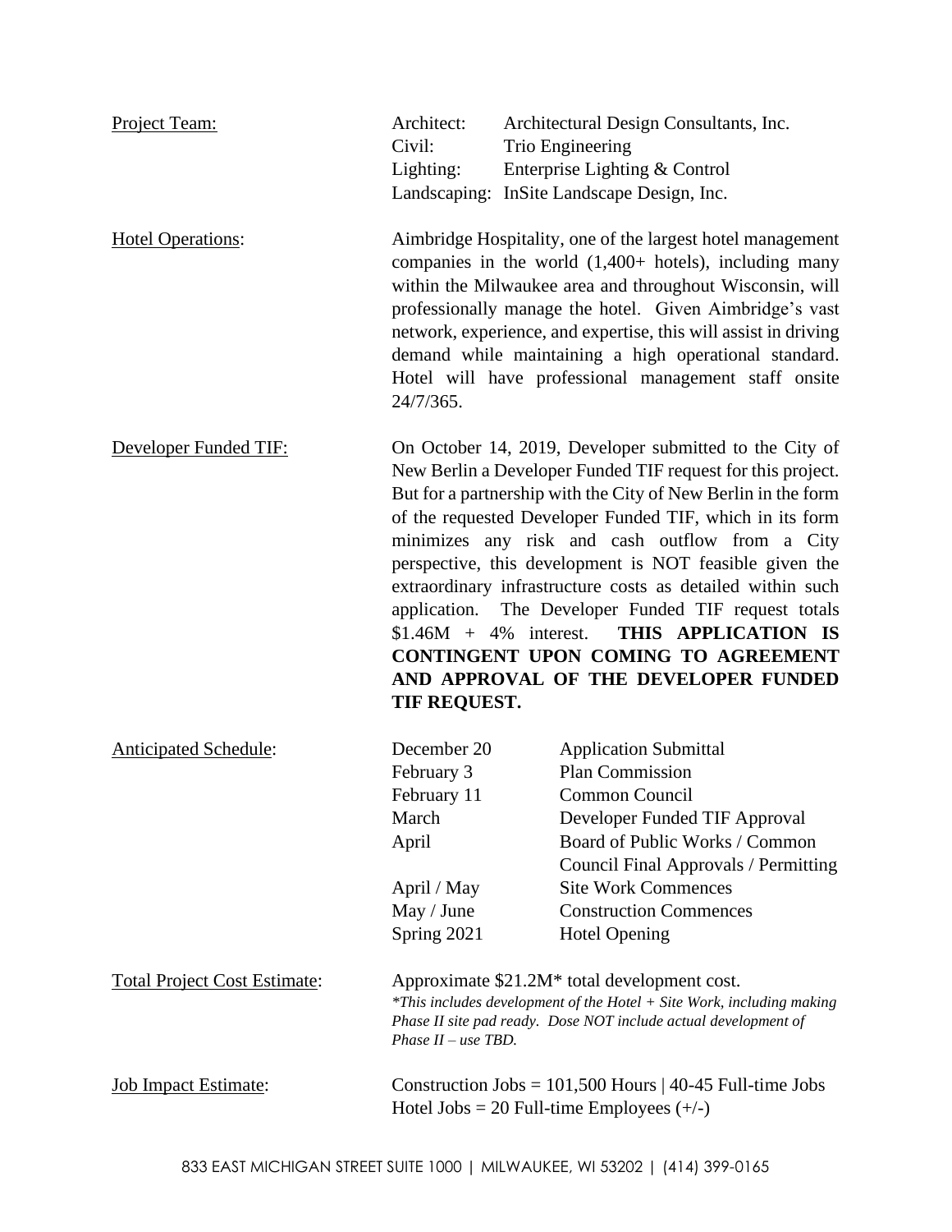Project Team:

| | |
|---|---|
| Architect: | Architectural Design Consultants, Inc. |
| Civil: | Trio Engineering |
| Lighting: | Enterprise Lighting & Control |
| Landscaping: | InSite Landscape Design, Inc. |

Hotel Operations: Aimbridge Hospitality, one of the largest hotel management companies in the world (1,400+ hotels), including many within the Milwaukee area and throughout Wisconsin, will professionally manage the hotel. Given Aimbridge's vast network, experience, and expertise, this will assist in driving demand while maintaining a high operational standard. Hotel will have professional management staff onsite 24/7/365.

Developer Funded TIF: On October 14, 2019, Developer submitted to the City of New Berlin a Developer Funded TIF request for this project. But for a partnership with the City of New Berlin in the form of the requested Developer Funded TIF, which in its form minimizes any risk and cash outflow from a City perspective, this development is NOT feasible given the extraordinary infrastructure costs as detailed within such application. The Developer Funded TIF request totals $1.46M + 4% interest. **THIS APPLICATION IS CONTINGENT UPON COMING TO AGREEMENT AND APPROVAL OF THE DEVELOPER FUNDED TIF REQUEST.**

Anticipated Schedule:

| | |
|---|---|
| December 20 | Application Submittal |
| February 3 | Plan Commission |
| February 11 | Common Council |
| March | Developer Funded TIF Approval |
| April | Board of Public Works / Common Council Final Approvals / Permitting |
| April / May | Site Work Commences |
| May / June | Construction Commences |
| Spring 2021 | Hotel Opening |

Total Project Cost Estimate: Approximate $21.2M* total development cost.
*\*This includes development of the Hotel + Site Work, including making Phase II site pad ready. Dose NOT include actual development of Phase II – use TBD.*

Job Impact Estimate: Construction Jobs = 101,500 Hours | 40-45 Full-time Jobs
Hotel Jobs = 20 Full-time Employees (+/-)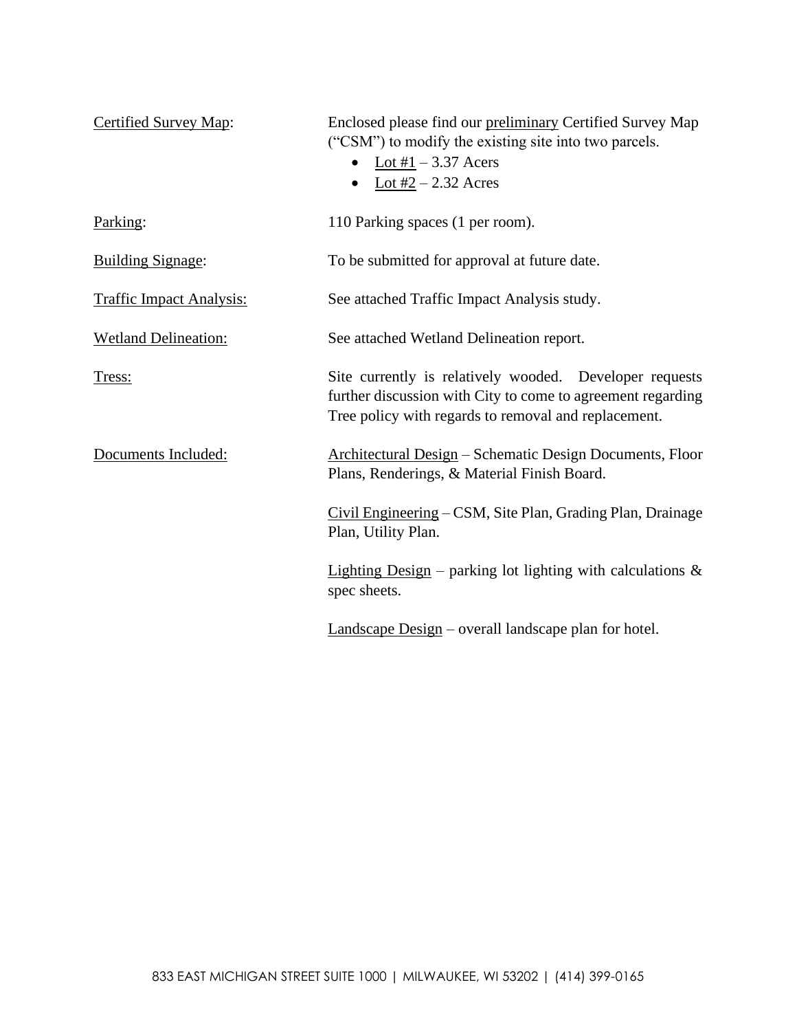Certified Survey Map: Enclosed please find our preliminary Certified Survey Map ("CSM") to modify the existing site into two parcels.

- Lot #1 – 3.37 Acers
- Lot #2 – 2.32 Acres

Parking: 110 Parking spaces (1 per room).

Building Signage: To be submitted for approval at future date.

Traffic Impact Analysis: See attached Traffic Impact Analysis study.

Wetland Delineation: See attached Wetland Delineation report.

Tress: Site currently is relatively wooded. Developer requests further discussion with City to come to agreement regarding Tree policy with regards to removal and replacement.

Documents Included:

Architectural Design – Schematic Design Documents, Floor Plans, Renderings, & Material Finish Board.

Civil Engineering – CSM, Site Plan, Grading Plan, Drainage Plan, Utility Plan.

Lighting Design – parking lot lighting with calculations & spec sheets.

Landscape Design – overall landscape plan for hotel.

833 EAST MICHIGAN STREET SUITE 1000 | MILWAUKEE, WI 53202 | (414) 399-0165